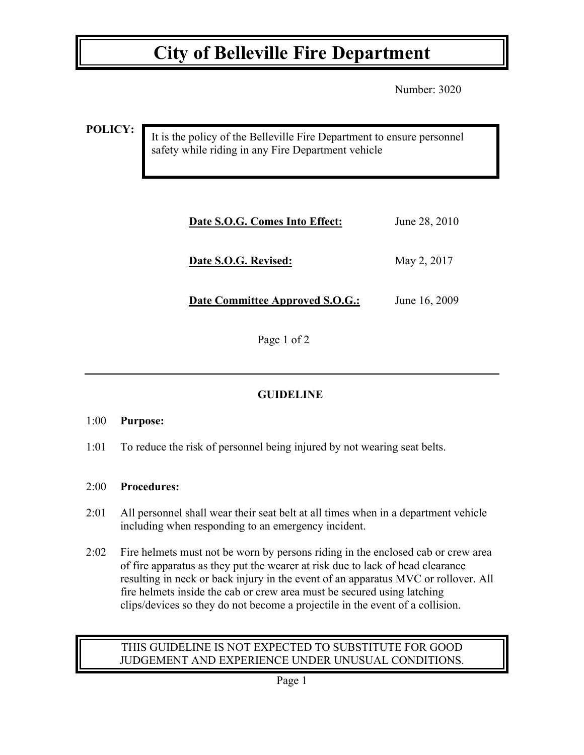# City of Belleville Fire Department

Number: 3020

**POLICY:**

It is the policy of the Belleville Fire Department to ensure personnel safety while riding in any Fire Department vehicle

| | |
|---|---|
| **Date S.O.G. Comes Into Effect:** | June 28, 2010 |
| **Date S.O.G. Revised:** | May 2, 2017 |
| **Date Committee Approved S.O.G.:** | June 16, 2009 |

## GUIDELINE

1:00 **Purpose:**

1:01 To reduce the risk of personnel being injured by not wearing seat belts.

2:00 **Procedures:**

2:01 All personnel shall wear their seat belt at all times when in a department vehicle including when responding to an emergency incident.

2:02 Fire helmets must not be worn by persons riding in the enclosed cab or crew area of fire apparatus as they put the wearer at risk due to lack of head clearance resulting in neck or back injury in the event of an apparatus MVC or rollover. All fire helmets inside the cab or crew area must be secured using latching clips/devices so they do not become a projectile in the event of a collision.

THIS GUIDELINE IS NOT EXPECTED TO SUBSTITUTE FOR GOOD JUDGEMENT AND EXPERIENCE UNDER UNUSUAL CONDITIONS.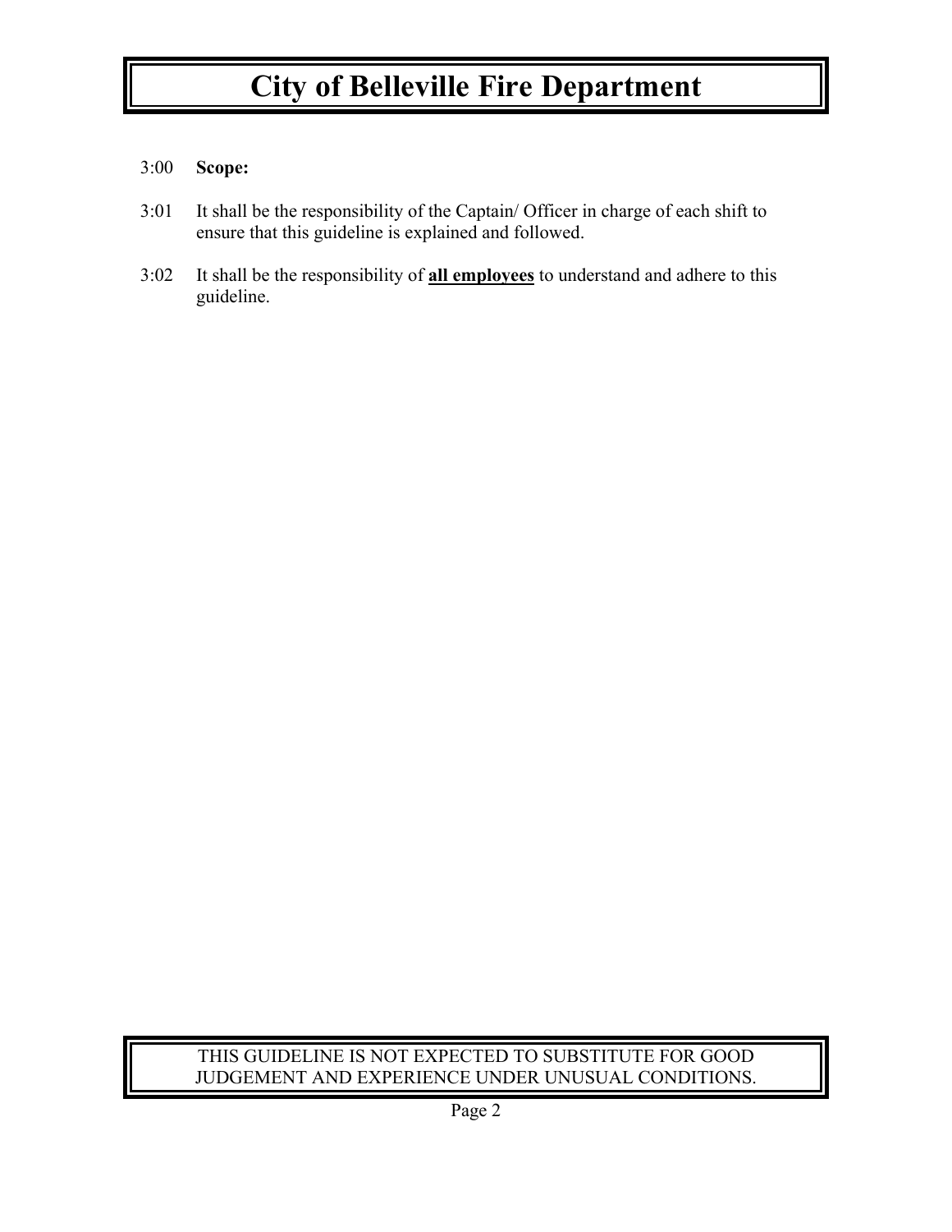3:00 **Scope:**

3:01 It shall be the responsibility of the Captain/ Officer in charge of each shift to ensure that this guideline is explained and followed.

3:02 It shall be the responsibility of **<u>all employees</u>** to understand and adhere to this guideline.